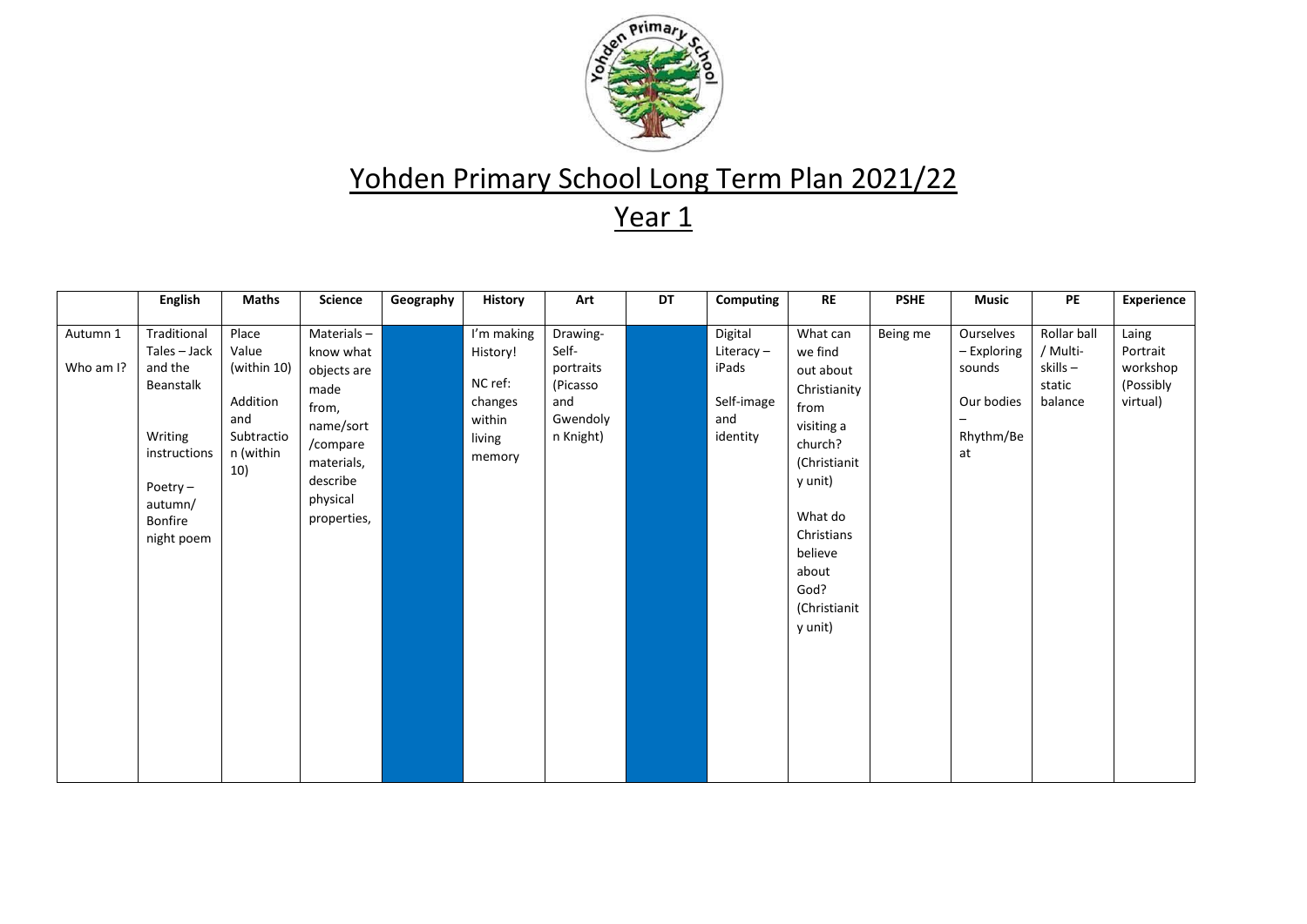# Yohden Primary School Long Term Plan 2021/22

## Year 1

| | English | Maths | Science | Geography | History | Art | DT | Computing | RE | PSHE | Music | PE | Experience |
|---|---|---|---|---|---|---|---|---|---|---|---|---|---|
| Autumn 1<br><br>Who am I? | Traditional Tales – Jack and the Beanstalk<br><br>Writing instructions<br><br>Poetry – autumn/ Bonfire night poem | Place Value (within 10)<br><br>Addition and Subtraction (within 10) | Materials – know what objects are made from, name/sort /compare materials, describe physical properties, | | I'm making History!<br><br>NC ref: changes within living memory | Drawing- Self-portraits (Picasso and Gwendolyn Knight) | | Digital Literacy – iPads<br><br>Self-image and identity | What can we find out about Christianity from visiting a church? (Christianity unit)<br><br>What do Christians believe about God? (Christianity unit) | Being me | Ourselves – Exploring sounds<br><br>Our bodies – Rhythm/Beat | Rollar ball / Multi-skills – static balance | Laing Portrait workshop (Possibly virtual) |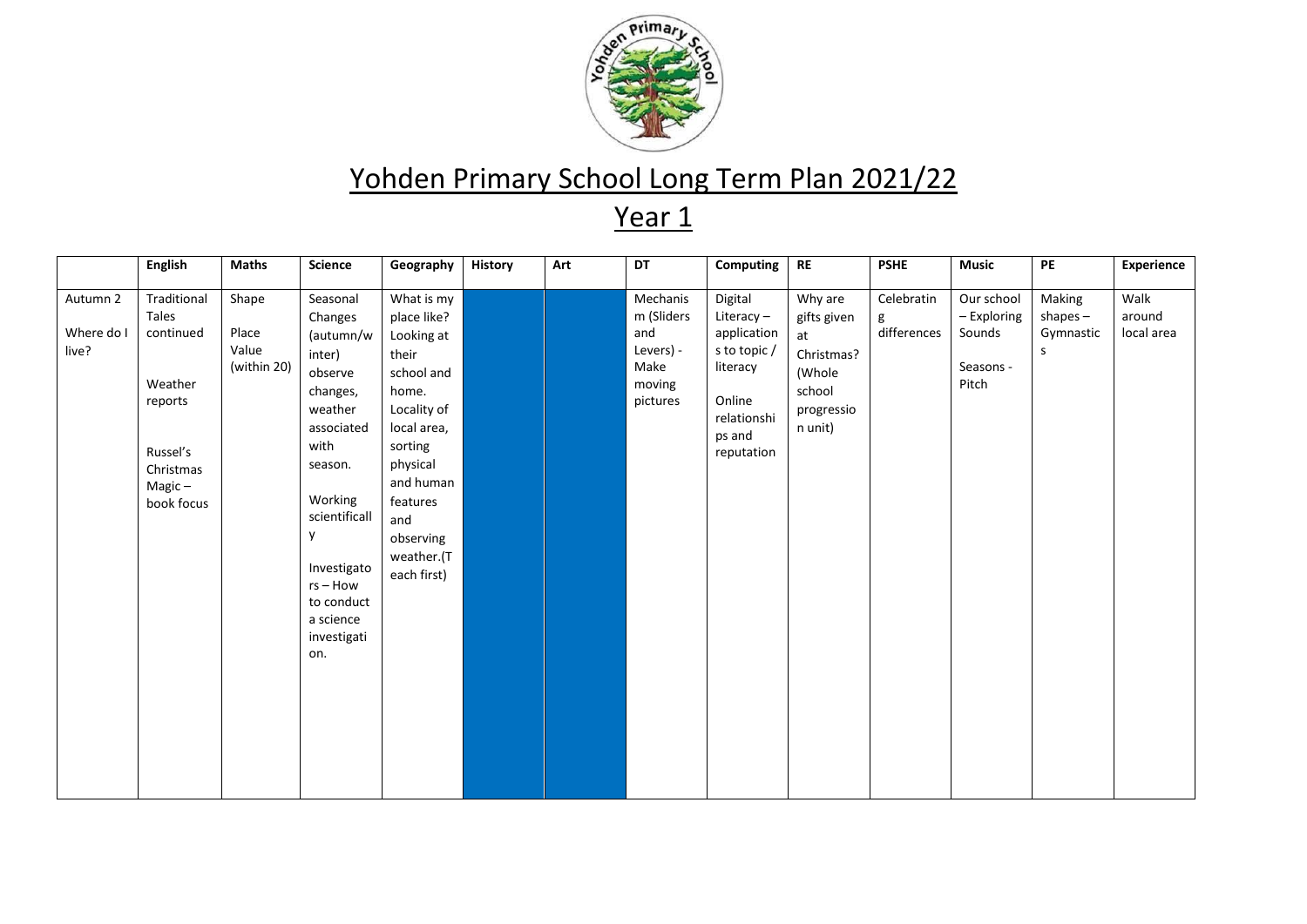# Yohden Primary School Long Term Plan 2021/22

## Year 1

| | English | Maths | Science | Geography | History | Art | DT | Computing | RE | PSHE | Music | PE | Experience |
|---|---|---|---|---|---|---|---|---|---|---|---|---|---|
| Autumn 2 Where do I live? | Traditional Tales continued Weather reports Russel's Christmas Magic – book focus | Shape Place Value (within 20) | Seasonal Changes (autumn/winter) observe changes, weather associated with season. Working scientifically Investigators – How to conduct a science investigation. | What is my place like? Looking at their school and home. Locality of local area, sorting physical and human features and observing weather.(Teach first) | | | Mechanism (Sliders and Levers) - Make moving pictures | Digital Literacy – applications to topic / literacy Online relationships and reputation | Why are gifts given at Christmas? (Whole school progression unit) | Celebrating differences | Our school – Exploring Sounds Seasons - Pitch | Making shapes – Gymnastics | Walk around local area |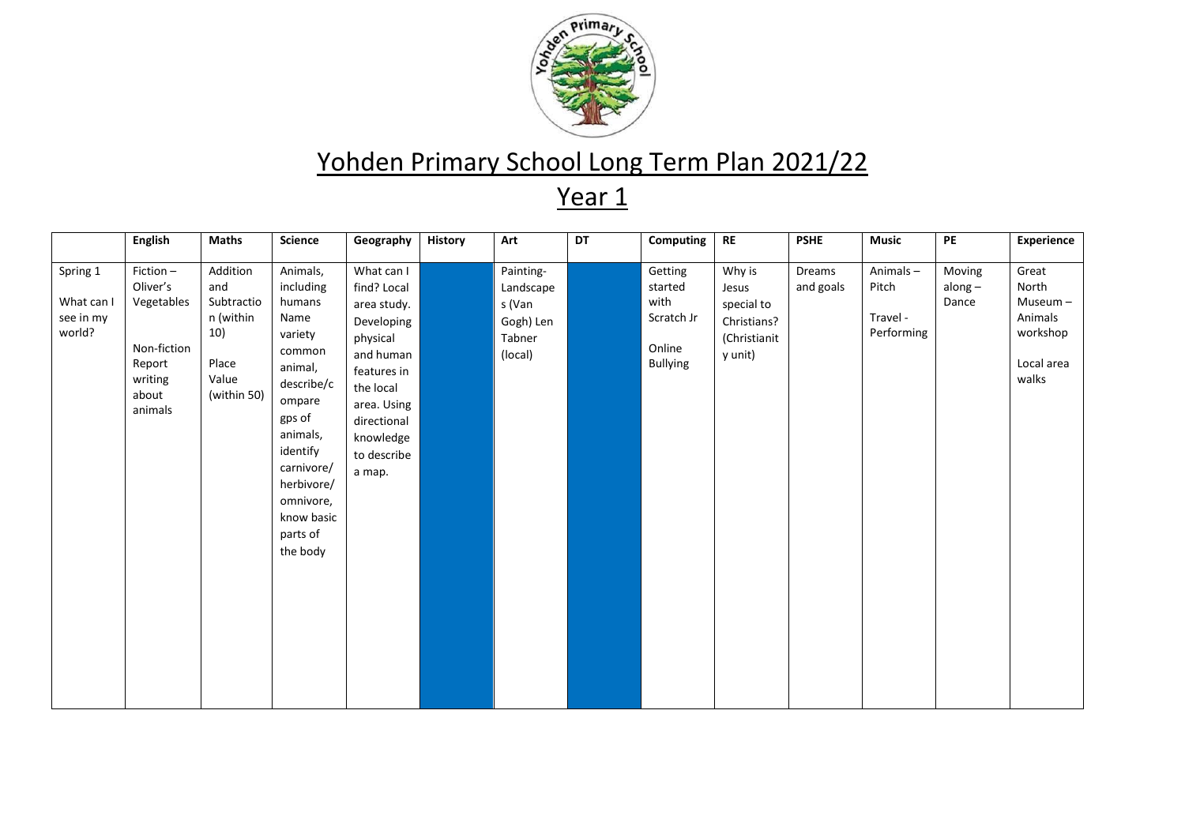# Yohden Primary School Long Term Plan 2021/22

## Year 1

| | English | Maths | Science | Geography | History | Art | DT | Computing | RE | PSHE | Music | PE | Experience |
|---|---|---|---|---|---|---|---|---|---|---|---|---|---|
| Spring 1<br>What can I see in my world? | Fiction – Oliver's Vegetables<br>Non-fiction Report writing about animals | Addition and Subtraction (within 10)<br>Place Value (within 50) | Animals, including humans Name variety common animal, describe/compare gps of animals, identify carnivore/ herbivore/ omnivore, know basic parts of the body | What can I find? Local area study. Developing physical and human features in the local area. Using directional knowledge to describe a map. | | Painting- Landscapes (Van Gogh) Len Tabner (local) | | Getting started with Scratch Jr<br>Online Bullying | Why is Jesus special to Christians? (Christianity unit) | Dreams and goals | Animals – Pitch<br>Travel - Performing | Moving along – Dance | Great North Museum – Animals workshop<br>Local area walks |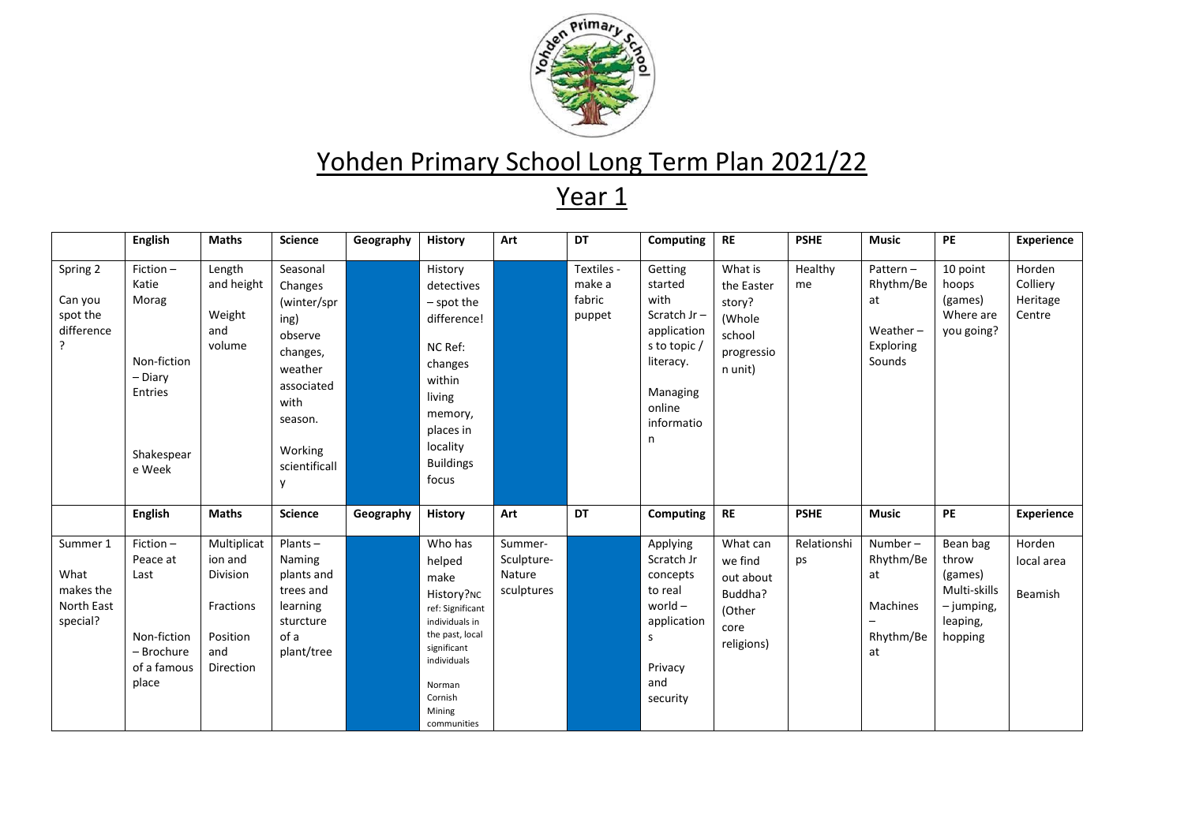# Yohden Primary School Long Term Plan 2021/22

## Year 1

| | English | Maths | Science | Geography | History | Art | DT | Computing | RE | PSHE | Music | PE | Experience |
|---|---|---|---|---|---|---|---|---|---|---|---|---|---|
| Spring 2<br><br>Can you spot the difference? | Fiction – Katie Morag<br><br>Non-fiction – Diary Entries<br><br>Shakespeare Week | Length and height<br><br>Weight and volume | Seasonal Changes (winter/spring) observe changes, weather associated with season.<br><br>Working scientifically | | History detectives – spot the difference!<br><br>NC Ref: changes within living memory, places in locality Buildings focus | | Textiles - make a fabric puppet | Getting started with Scratch Jr – applications to topic / literacy.<br><br>Managing online information | What is the Easter story? (Whole school progression unit) | Healthy me | Pattern – Rhythm/Beat<br><br>Weather – Exploring Sounds | 10 point hoops (games) Where are you going? | Horden Colliery Heritage Centre |
| | **English** | **Maths** | **Science** | **Geography** | **History** | **Art** | **DT** | **Computing** | **RE** | **PSHE** | **Music** | **PE** | **Experience** |
| Summer 1<br><br>What makes the North East special? | Fiction – Peace at Last<br><br>Non-fiction – Brochure of a famous place | Multiplication and Division<br><br>Fractions<br><br>Position and Direction | Plants – Naming plants and trees and learning sturcture of a plant/tree | | Who has helped make History?NC ref: Significant individuals in the past, local significant individuals<br><br>Norman Cornish Mining communities | Summer-Sculpture-Nature sculptures | | Applying Scratch Jr concepts to real world – applications<br><br>Privacy and security | What can we find out about Buddha? (Other core religions) | Relationships | Number – Rhythm/Beat<br><br>Machines – Rhythm/Beat | Bean bag throw (games) Multi-skills – jumping, leaping, hopping | Horden local area<br><br>Beamish |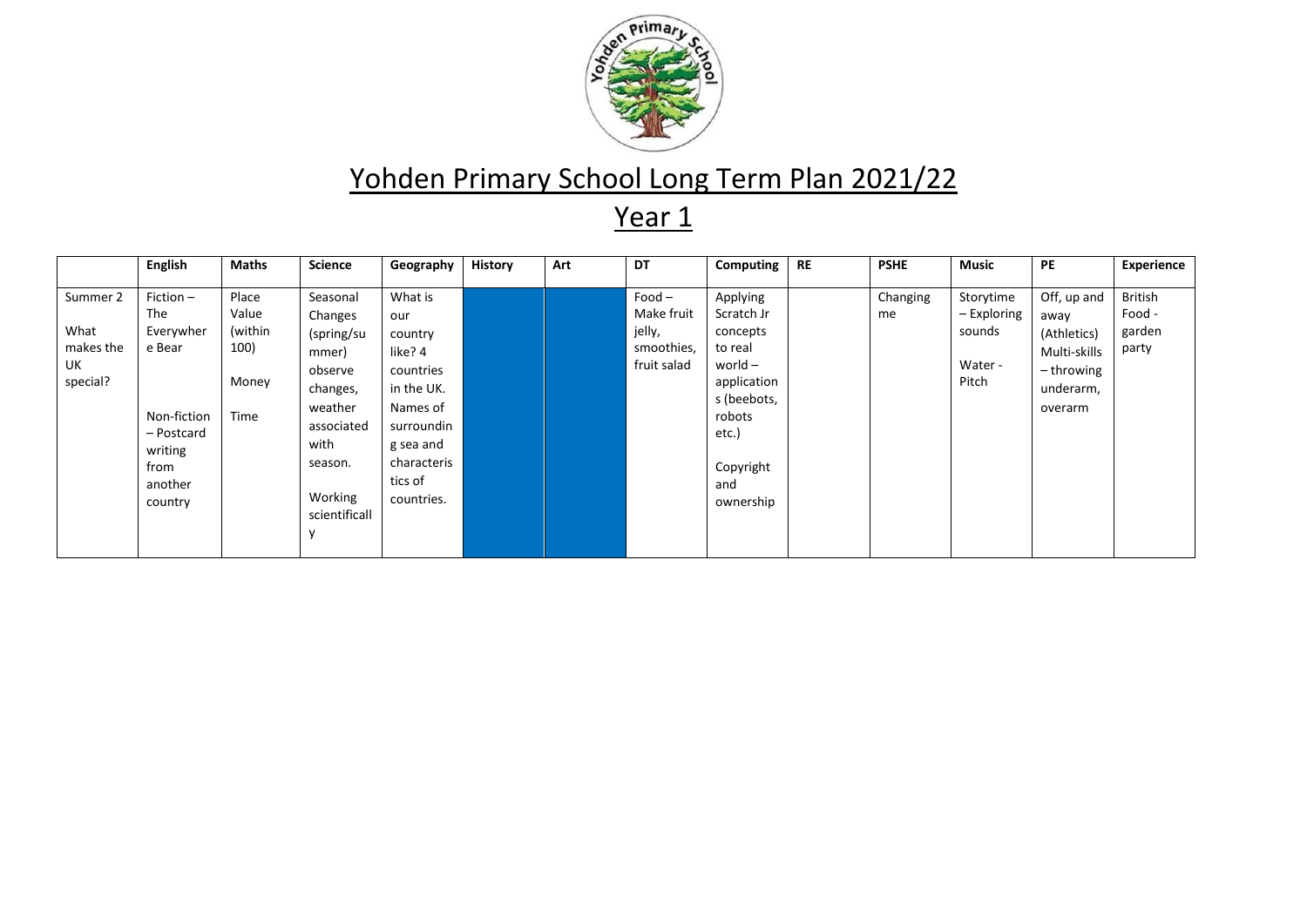# Yohden Primary School Long Term Plan 2021/22

## Year 1

| | English | Maths | Science | Geography | History | Art | DT | Computing | RE | PSHE | Music | PE | Experience |
|---|---|---|---|---|---|---|---|---|---|---|---|---|---|
| Summer 2<br><br>What makes the UK special? | Fiction – The Everywhere Bear<br><br>Non-fiction – Postcard writing from another country | Place Value (within 100)<br><br>Money<br><br>Time | Seasonal Changes (spring/summer) observe changes, weather associated with season.<br><br>Working scientifically | What is our country like? 4 countries in the UK. Names of surrounding sea and characteristics of countries. | | | Food – Make fruit jelly, smoothies, fruit salad | Applying Scratch Jr concepts to real world – applications (beebots, robots etc.)<br><br>Copyright and ownership | | Changing me | Storytime – Exploring sounds<br><br>Water - Pitch | Off, up and away (Athletics) Multi-skills – throwing underarm, overarm | British Food - garden party |